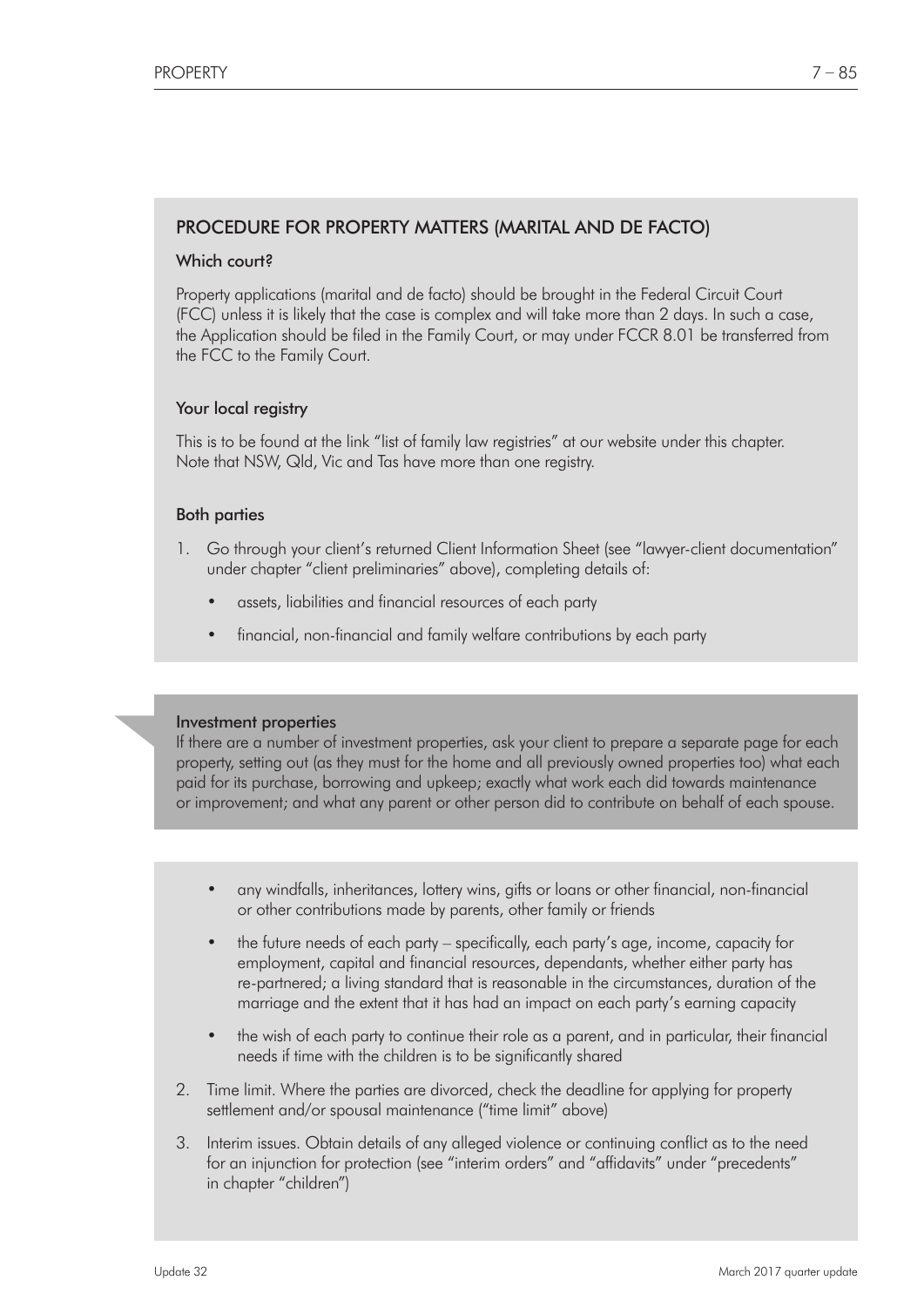## PROCEDURE FOR PROPERTY MATTERS (MARITAL AND DE FACTO)

### Which court?

Property applications (marital and de facto) should be brought in the Federal Circuit Court (FCC) unless it is likely that the case is complex and will take more than 2 days. In such a case, the Application should be filed in the Family Court, or may under FCCR 8.01 be transferred from the FCC to the Family Court.

### Your local registry

This is to be found at the link "list of family law registries" at our website under this chapter. Note that NSW, Qld, Vic and Tas have more than one registry.

### Both parties

1. Go through your client's returned Client Information Sheet (see "lawyer-client documentation" under chapter "client preliminaries" above), completing details of:
   - assets, liabilities and financial resources of each party
   - financial, non-financial and family welfare contributions by each party

> **Investment properties**
> If there are a number of investment properties, ask your client to prepare a separate page for each property, setting out (as they must for the home and all previously owned properties too) what each paid for its purchase, borrowing and upkeep; exactly what work each did towards maintenance or improvement; and what any parent or other person did to contribute on behalf of each spouse.

   - any windfalls, inheritances, lottery wins, gifts or loans or other financial, non-financial or other contributions made by parents, other family or friends
   - the future needs of each party – specifically, each party's age, income, capacity for employment, capital and financial resources, dependants, whether either party has re-partnered; a living standard that is reasonable in the circumstances, duration of the marriage and the extent that it has had an impact on each party's earning capacity
   - the wish of each party to continue their role as a parent, and in particular, their financial needs if time with the children is to be significantly shared
2. Time limit. Where the parties are divorced, check the deadline for applying for property settlement and/or spousal maintenance ("time limit" above)
3. Interim issues. Obtain details of any alleged violence or continuing conflict as to the need for an injunction for protection (see "interim orders" and "affidavits" under "precedents" in chapter "children")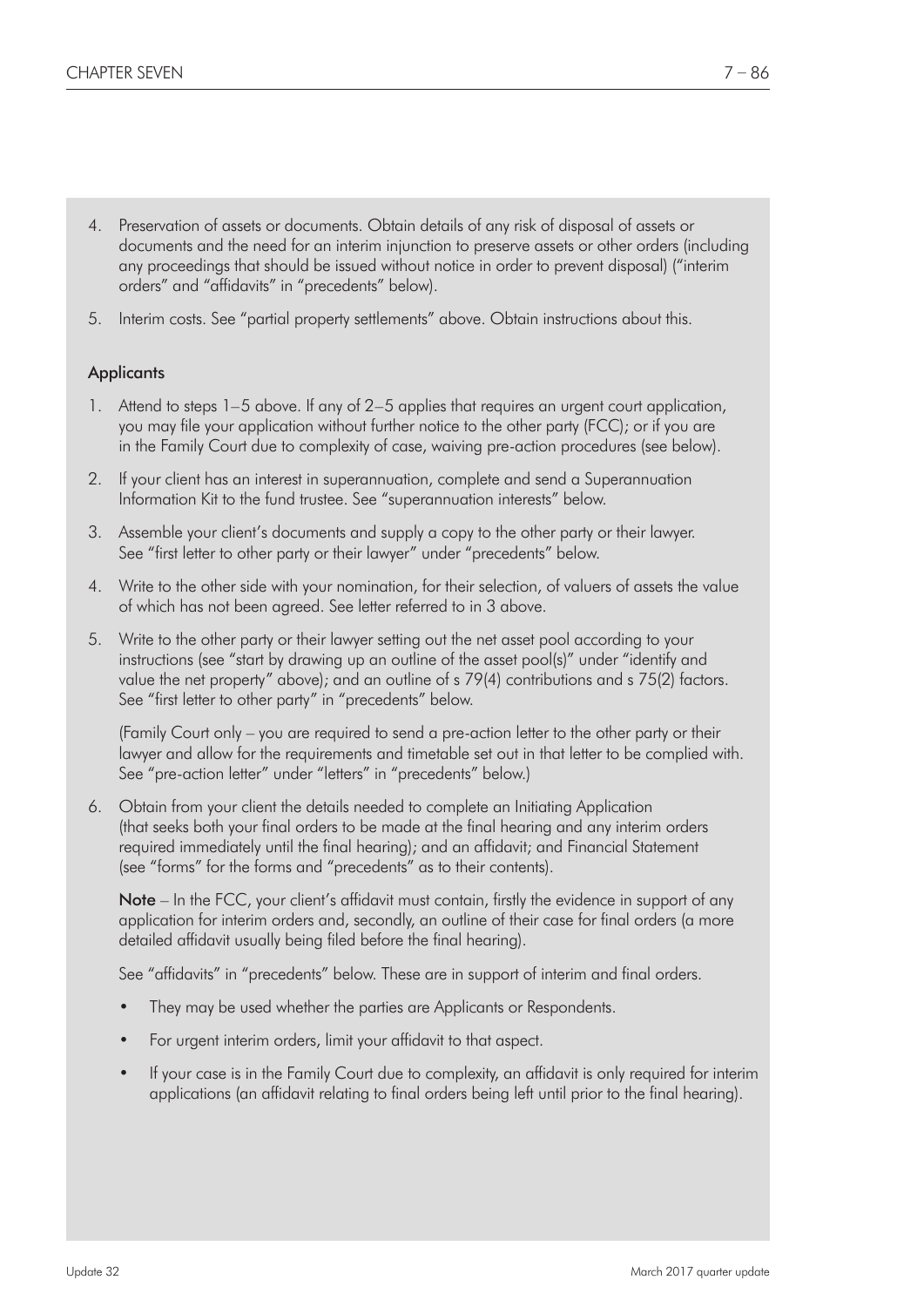4. Preservation of assets or documents. Obtain details of any risk of disposal of assets or documents and the need for an interim injunction to preserve assets or other orders (including any proceedings that should be issued without notice in order to prevent disposal) ("interim orders" and "affidavits" in "precedents" below).

5. Interim costs. See "partial property settlements" above. Obtain instructions about this.

**Applicants**

1. Attend to steps 1–5 above. If any of 2–5 applies that requires an urgent court application, you may file your application without further notice to the other party (FCC); or if you are in the Family Court due to complexity of case, waiving pre-action procedures (see below).

2. If your client has an interest in superannuation, complete and send a Superannuation Information Kit to the fund trustee. See "superannuation interests" below.

3. Assemble your client's documents and supply a copy to the other party or their lawyer. See "first letter to other party or their lawyer" under "precedents" below.

4. Write to the other side with your nomination, for their selection, of valuers of assets the value of which has not been agreed. See letter referred to in 3 above.

5. Write to the other party or their lawyer setting out the net asset pool according to your instructions (see "start by drawing up an outline of the asset pool(s)" under "identify and value the net property" above); and an outline of s 79(4) contributions and s 75(2) factors. See "first letter to other party" in "precedents" below.

   (Family Court only – you are required to send a pre-action letter to the other party or their lawyer and allow for the requirements and timetable set out in that letter to be complied with. See "pre-action letter" under "letters" in "precedents" below.)

6. Obtain from your client the details needed to complete an Initiating Application (that seeks both your final orders to be made at the final hearing and any interim orders required immediately until the final hearing); and an affidavit; and Financial Statement (see "forms" for the forms and "precedents" as to their contents).

   **Note** – In the FCC, your client's affidavit must contain, firstly the evidence in support of any application for interim orders and, secondly, an outline of their case for final orders (a more detailed affidavit usually being filed before the final hearing).

   See "affidavits" in "precedents" below. These are in support of interim and final orders.

   - They may be used whether the parties are Applicants or Respondents.
   - For urgent interim orders, limit your affidavit to that aspect.
   - If your case is in the Family Court due to complexity, an affidavit is only required for interim applications (an affidavit relating to final orders being left until prior to the final hearing).